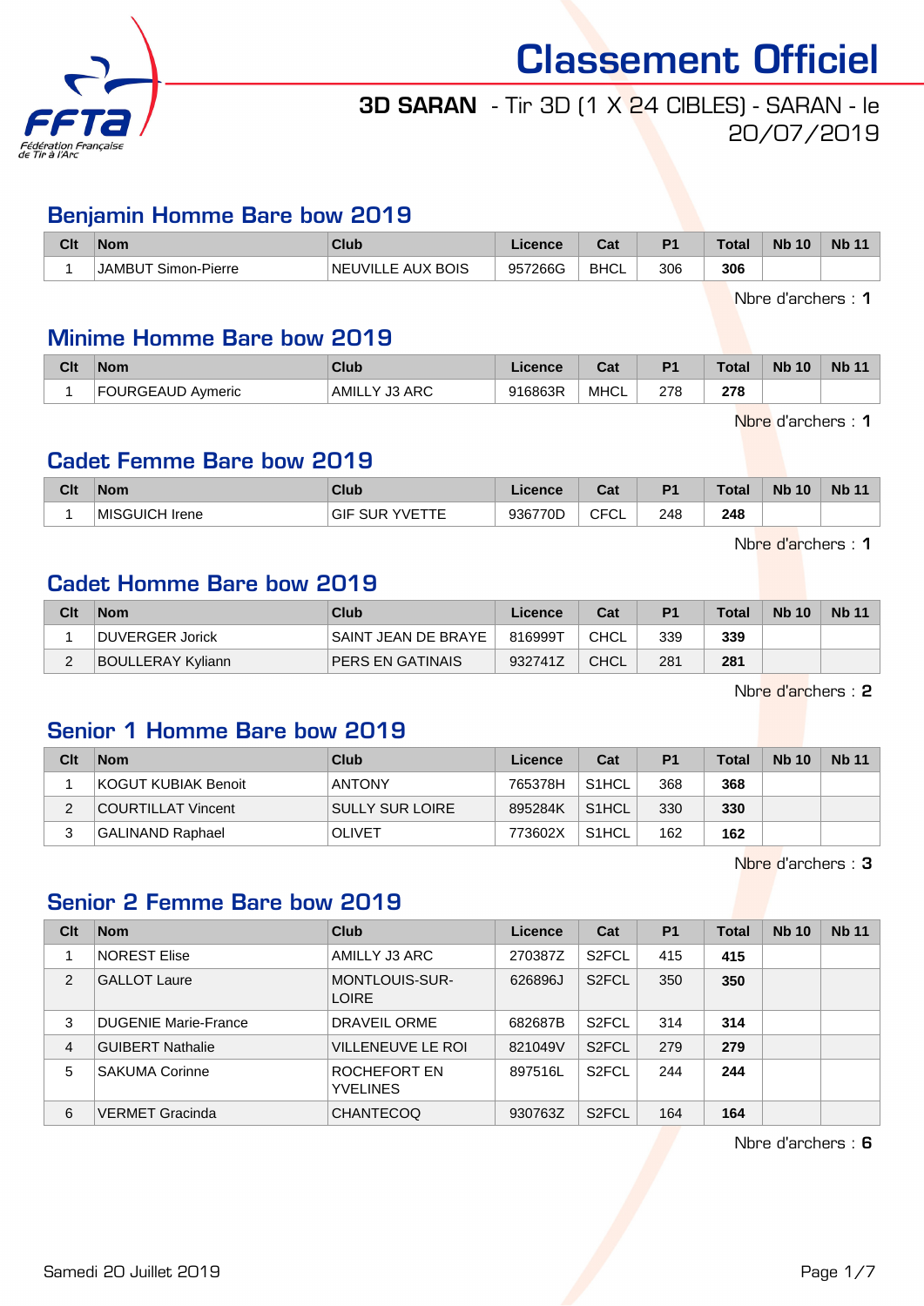# Classement Officiel

**3D SARAN** - Tir 3D (1 X 24 CIBLES) - SARAN - le 20/07/2019

## Benjamin Homme Bare bow 2019

| Clt | Nom | Club | Licence | Cat | P1 | Total | Nb 10 | Nb 11 |
|---|---|---|---|---|---|---|---|---|
| 1 | JAMBUT Simon-Pierre | NEUVILLE AUX BOIS | 957266G | BHCL | 306 | **306** | | |

Nbre d'archers : **1**

## Minime Homme Bare bow 2019

| Clt | Nom | Club | Licence | Cat | P1 | Total | Nb 10 | Nb 11 |
|---|---|---|---|---|---|---|---|---|
| 1 | FOURGEAUD Aymeric | AMILLY J3 ARC | 916863R | MHCL | 278 | **278** | | |

Nbre d'archers : **1**

## Cadet Femme Bare bow 2019

| Clt | Nom | Club | Licence | Cat | P1 | Total | Nb 10 | Nb 11 |
|---|---|---|---|---|---|---|---|---|
| 1 | MISGUICH Irene | GIF SUR YVETTE | 936770D | CFCL | 248 | **248** | | |

Nbre d'archers : **1**

## Cadet Homme Bare bow 2019

| Clt | Nom | Club | Licence | Cat | P1 | Total | Nb 10 | Nb 11 |
|---|---|---|---|---|---|---|---|---|
| 1 | DUVERGER Jorick | SAINT JEAN DE BRAYE | 816999T | CHCL | 339 | **339** | | |
| 2 | BOULLERAY Kyliann | PERS EN GATINAIS | 932741Z | CHCL | 281 | **281** | | |

Nbre d'archers : **2**

## Senior 1 Homme Bare bow 2019

| Clt | Nom | Club | Licence | Cat | P1 | Total | Nb 10 | Nb 11 |
|---|---|---|---|---|---|---|---|---|
| 1 | KOGUT KUBIAK Benoit | ANTONY | 765378H | S1HCL | 368 | **368** | | |
| 2 | COURTILLAT Vincent | SULLY SUR LOIRE | 895284K | S1HCL | 330 | **330** | | |
| 3 | GALINAND Raphael | OLIVET | 773602X | S1HCL | 162 | **162** | | |

Nbre d'archers : **3**

## Senior 2 Femme Bare bow 2019

| Clt | Nom | Club | Licence | Cat | P1 | Total | Nb 10 | Nb 11 |
|---|---|---|---|---|---|---|---|---|
| 1 | NOREST Elise | AMILLY J3 ARC | 270387Z | S2FCL | 415 | **415** | | |
| 2 | GALLOT Laure | MONTLOUIS-SUR-LOIRE | 626896J | S2FCL | 350 | **350** | | |
| 3 | DUGENIE Marie-France | DRAVEIL ORME | 682687B | S2FCL | 314 | **314** | | |
| 4 | GUIBERT Nathalie | VILLENEUVE LE ROI | 821049V | S2FCL | 279 | **279** | | |
| 5 | SAKUMA Corinne | ROCHEFORT EN YVELINES | 897516L | S2FCL | 244 | **244** | | |
| 6 | VERMET Gracinda | CHANTECOQ | 930763Z | S2FCL | 164 | **164** | | |

Nbre d'archers : **6**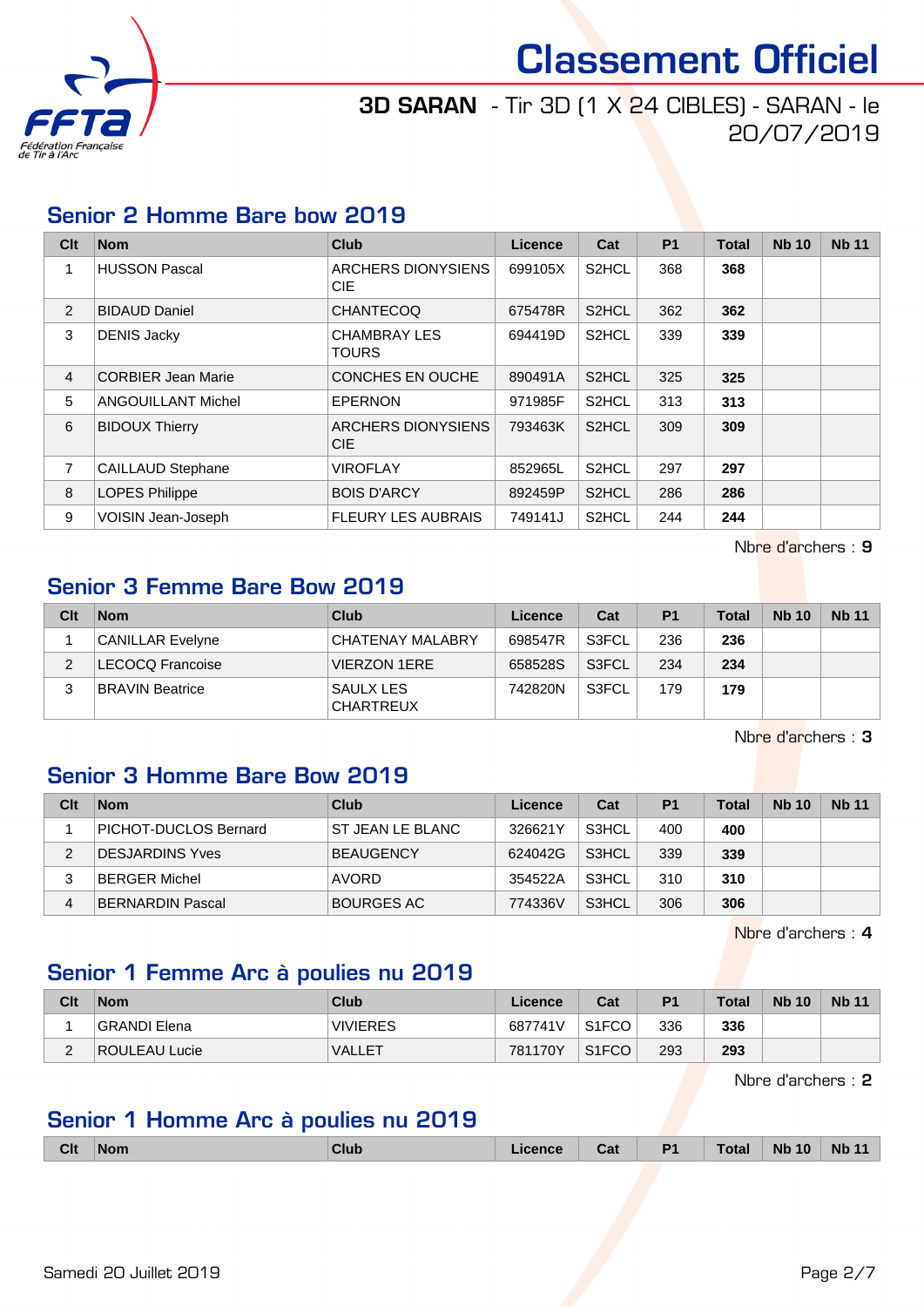# Classement Officiel

**3D SARAN** - Tir 3D (1 X 24 CIBLES) - SARAN - le 20/07/2019

## Senior 2 Homme Bare bow 2019

| Clt | Nom | Club | Licence | Cat | P1 | Total | Nb 10 | Nb 11 |
|---|---|---|---|---|---|---|---|---|
| 1 | HUSSON Pascal | ARCHERS DIONYSIENS CIE | 699105X | S2HCL | 368 | **368** | | |
| 2 | BIDAUD Daniel | CHANTECOQ | 675478R | S2HCL | 362 | **362** | | |
| 3 | DENIS Jacky | CHAMBRAY LES TOURS | 694419D | S2HCL | 339 | **339** | | |
| 4 | CORBIER Jean Marie | CONCHES EN OUCHE | 890491A | S2HCL | 325 | **325** | | |
| 5 | ANGOUILLANT Michel | EPERNON | 971985F | S2HCL | 313 | **313** | | |
| 6 | BIDOUX Thierry | ARCHERS DIONYSIENS CIE | 793463K | S2HCL | 309 | **309** | | |
| 7 | CAILLAUD Stephane | VIROFLAY | 852965L | S2HCL | 297 | **297** | | |
| 8 | LOPES Philippe | BOIS D'ARCY | 892459P | S2HCL | 286 | **286** | | |
| 9 | VOISIN Jean-Joseph | FLEURY LES AUBRAIS | 749141J | S2HCL | 244 | **244** | | |

Nbre d'archers : **9**

## Senior 3 Femme Bare Bow 2019

| Clt | Nom | Club | Licence | Cat | P1 | Total | Nb 10 | Nb 11 |
|---|---|---|---|---|---|---|---|---|
| 1 | CANILLAR Evelyne | CHATENAY MALABRY | 698547R | S3FCL | 236 | **236** | | |
| 2 | LECOCQ Francoise | VIERZON 1ERE | 658528S | S3FCL | 234 | **234** | | |
| 3 | BRAVIN Beatrice | SAULX LES CHARTREUX | 742820N | S3FCL | 179 | **179** | | |

Nbre d'archers : **3**

## Senior 3 Homme Bare Bow 2019

| Clt | Nom | Club | Licence | Cat | P1 | Total | Nb 10 | Nb 11 |
|---|---|---|---|---|---|---|---|---|
| 1 | PICHOT-DUCLOS Bernard | ST JEAN LE BLANC | 326621Y | S3HCL | 400 | **400** | | |
| 2 | DESJARDINS Yves | BEAUGENCY | 624042G | S3HCL | 339 | **339** | | |
| 3 | BERGER Michel | AVORD | 354522A | S3HCL | 310 | **310** | | |
| 4 | BERNARDIN Pascal | BOURGES AC | 774336V | S3HCL | 306 | **306** | | |

Nbre d'archers : **4**

## Senior 1 Femme Arc à poulies nu 2019

| Clt | Nom | Club | Licence | Cat | P1 | Total | Nb 10 | Nb 11 |
|---|---|---|---|---|---|---|---|---|
| 1 | GRANDI Elena | VIVIERES | 687741V | S1FCO | 336 | **336** | | |
| 2 | ROULEAU Lucie | VALLET | 781170Y | S1FCO | 293 | **293** | | |

Nbre d'archers : **2**

## Senior 1 Homme Arc à poulies nu 2019

| Clt | Nom | Club | Licence | Cat | P1 | Total | Nb 10 | Nb 11 |
|---|---|---|---|---|---|---|---|---|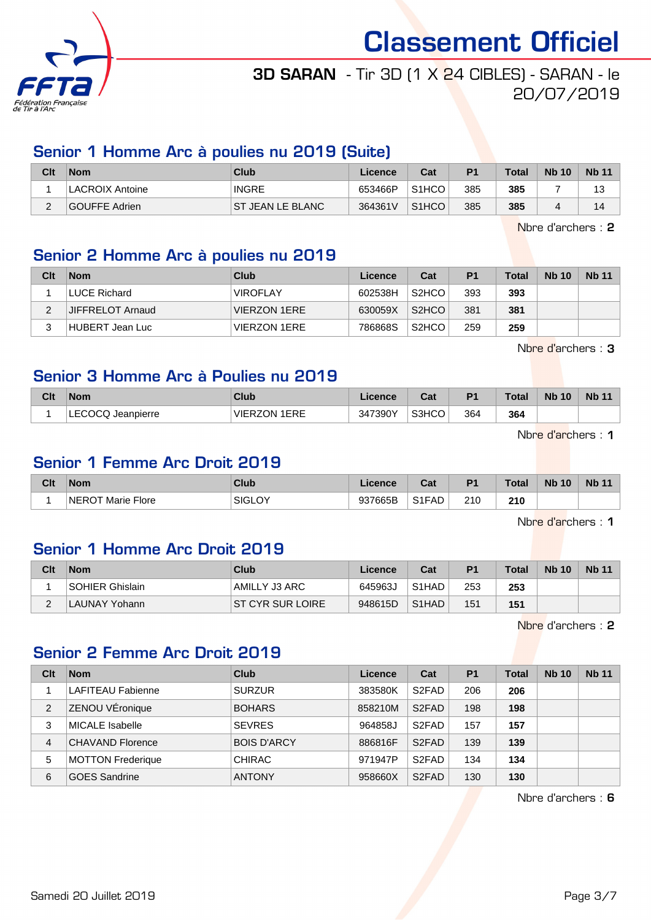# Classement Officiel

**3D SARAN** - Tir 3D (1 X 24 CIBLES) - SARAN - le 20/07/2019

## Senior 1 Homme Arc à poulies nu 2019 (Suite)

| Clt | Nom | Club | Licence | Cat | P1 | Total | Nb 10 | Nb 11 |
|---|---|---|---|---|---|---|---|---|
| 1 | LACROIX Antoine | INGRE | 653466P | S1HCO | 385 | **385** | 7 | 13 |
| 2 | GOUFFE Adrien | ST JEAN LE BLANC | 364361V | S1HCO | 385 | **385** | 4 | 14 |

Nbre d'archers : **2**

## Senior 2 Homme Arc à poulies nu 2019

| Clt | Nom | Club | Licence | Cat | P1 | Total | Nb 10 | Nb 11 |
|---|---|---|---|---|---|---|---|---|
| 1 | LUCE Richard | VIROFLAY | 602538H | S2HCO | 393 | **393** | | |
| 2 | JIFFRELOT Arnaud | VIERZON 1ERE | 630059X | S2HCO | 381 | **381** | | |
| 3 | HUBERT Jean Luc | VIERZON 1ERE | 786868S | S2HCO | 259 | **259** | | |

Nbre d'archers : **3**

## Senior 3 Homme Arc à Poulies nu 2019

| Clt | Nom | Club | Licence | Cat | P1 | Total | Nb 10 | Nb 11 |
|---|---|---|---|---|---|---|---|---|
| 1 | LECOCQ Jeanpierre | VIERZON 1ERE | 347390Y | S3HCO | 364 | **364** | | |

Nbre d'archers : **1**

## Senior 1 Femme Arc Droit 2019

| Clt | Nom | Club | Licence | Cat | P1 | Total | Nb 10 | Nb 11 |
|---|---|---|---|---|---|---|---|---|
| 1 | NEROT Marie Flore | SIGLOY | 937665B | S1FAD | 210 | **210** | | |

Nbre d'archers : **1**

## Senior 1 Homme Arc Droit 2019

| Clt | Nom | Club | Licence | Cat | P1 | Total | Nb 10 | Nb 11 |
|---|---|---|---|---|---|---|---|---|
| 1 | SOHIER Ghislain | AMILLY J3 ARC | 645963J | S1HAD | 253 | **253** | | |
| 2 | LAUNAY Yohann | ST CYR SUR LOIRE | 948615D | S1HAD | 151 | **151** | | |

Nbre d'archers : **2**

## Senior 2 Femme Arc Droit 2019

| Clt | Nom | Club | Licence | Cat | P1 | Total | Nb 10 | Nb 11 |
|---|---|---|---|---|---|---|---|---|
| 1 | LAFITEAU Fabienne | SURZUR | 383580K | S2FAD | 206 | **206** | | |
| 2 | ZENOU VÉronique | BOHARS | 858210M | S2FAD | 198 | **198** | | |
| 3 | MICALE Isabelle | SEVRES | 964858J | S2FAD | 157 | **157** | | |
| 4 | CHAVAND Florence | BOIS D'ARCY | 886816F | S2FAD | 139 | **139** | | |
| 5 | MOTTON Frederique | CHIRAC | 971947P | S2FAD | 134 | **134** | | |
| 6 | GOES Sandrine | ANTONY | 958660X | S2FAD | 130 | **130** | | |

Nbre d'archers : **6**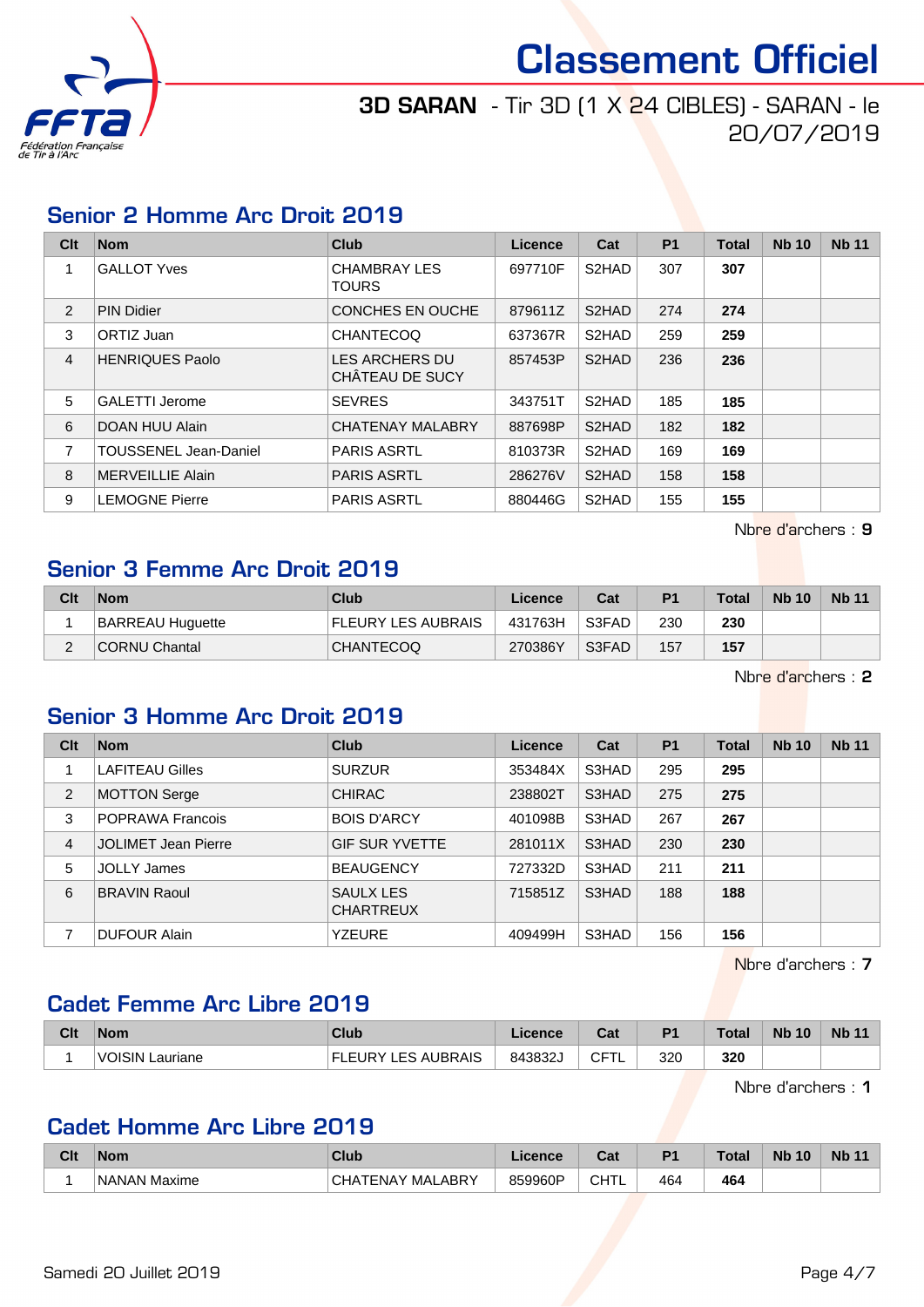# Classement Officiel

**3D SARAN** - Tir 3D (1 X 24 CIBLES) - SARAN - le 20/07/2019

## Senior 2 Homme Arc Droit 2019

| Clt | Nom | Club | Licence | Cat | P1 | Total | Nb 10 | Nb 11 |
|---|---|---|---|---|---|---|---|---|
| 1 | GALLOT Yves | CHAMBRAY LES TOURS | 697710F | S2HAD | 307 | **307** | | |
| 2 | PIN Didier | CONCHES EN OUCHE | 879611Z | S2HAD | 274 | **274** | | |
| 3 | ORTIZ Juan | CHANTECOQ | 637367R | S2HAD | 259 | **259** | | |
| 4 | HENRIQUES Paolo | LES ARCHERS DU CHÂTEAU DE SUCY | 857453P | S2HAD | 236 | **236** | | |
| 5 | GALETTI Jerome | SEVRES | 343751T | S2HAD | 185 | **185** | | |
| 6 | DOAN HUU Alain | CHATENAY MALABRY | 887698P | S2HAD | 182 | **182** | | |
| 7 | TOUSSENEL Jean-Daniel | PARIS ASRTL | 810373R | S2HAD | 169 | **169** | | |
| 8 | MERVEILLIE Alain | PARIS ASRTL | 286276V | S2HAD | 158 | **158** | | |
| 9 | LEMOGNE Pierre | PARIS ASRTL | 880446G | S2HAD | 155 | **155** | | |

Nbre d'archers : **9**

## Senior 3 Femme Arc Droit 2019

| Clt | Nom | Club | Licence | Cat | P1 | Total | Nb 10 | Nb 11 |
|---|---|---|---|---|---|---|---|---|
| 1 | BARREAU Huguette | FLEURY LES AUBRAIS | 431763H | S3FAD | 230 | **230** | | |
| 2 | CORNU Chantal | CHANTECOQ | 270386Y | S3FAD | 157 | **157** | | |

Nbre d'archers : **2**

## Senior 3 Homme Arc Droit 2019

| Clt | Nom | Club | Licence | Cat | P1 | Total | Nb 10 | Nb 11 |
|---|---|---|---|---|---|---|---|---|
| 1 | LAFITEAU Gilles | SURZUR | 353484X | S3HAD | 295 | **295** | | |
| 2 | MOTTON Serge | CHIRAC | 238802T | S3HAD | 275 | **275** | | |
| 3 | POPRAWA Francois | BOIS D'ARCY | 401098B | S3HAD | 267 | **267** | | |
| 4 | JOLIMET Jean Pierre | GIF SUR YVETTE | 281011X | S3HAD | 230 | **230** | | |
| 5 | JOLLY James | BEAUGENCY | 727332D | S3HAD | 211 | **211** | | |
| 6 | BRAVIN Raoul | SAULX LES CHARTREUX | 715851Z | S3HAD | 188 | **188** | | |
| 7 | DUFOUR Alain | YZEURE | 409499H | S3HAD | 156 | **156** | | |

Nbre d'archers : **7**

## Cadet Femme Arc Libre 2019

| Clt | Nom | Club | Licence | Cat | P1 | Total | Nb 10 | Nb 11 |
|---|---|---|---|---|---|---|---|---|
| 1 | VOISIN Lauriane | FLEURY LES AUBRAIS | 843832J | CFTL | 320 | **320** | | |

Nbre d'archers : **1**

## Cadet Homme Arc Libre 2019

| Clt | Nom | Club | Licence | Cat | P1 | Total | Nb 10 | Nb 11 |
|---|---|---|---|---|---|---|---|---|
| 1 | NANAN Maxime | CHATENAY MALABRY | 859960P | CHTL | 464 | **464** | | |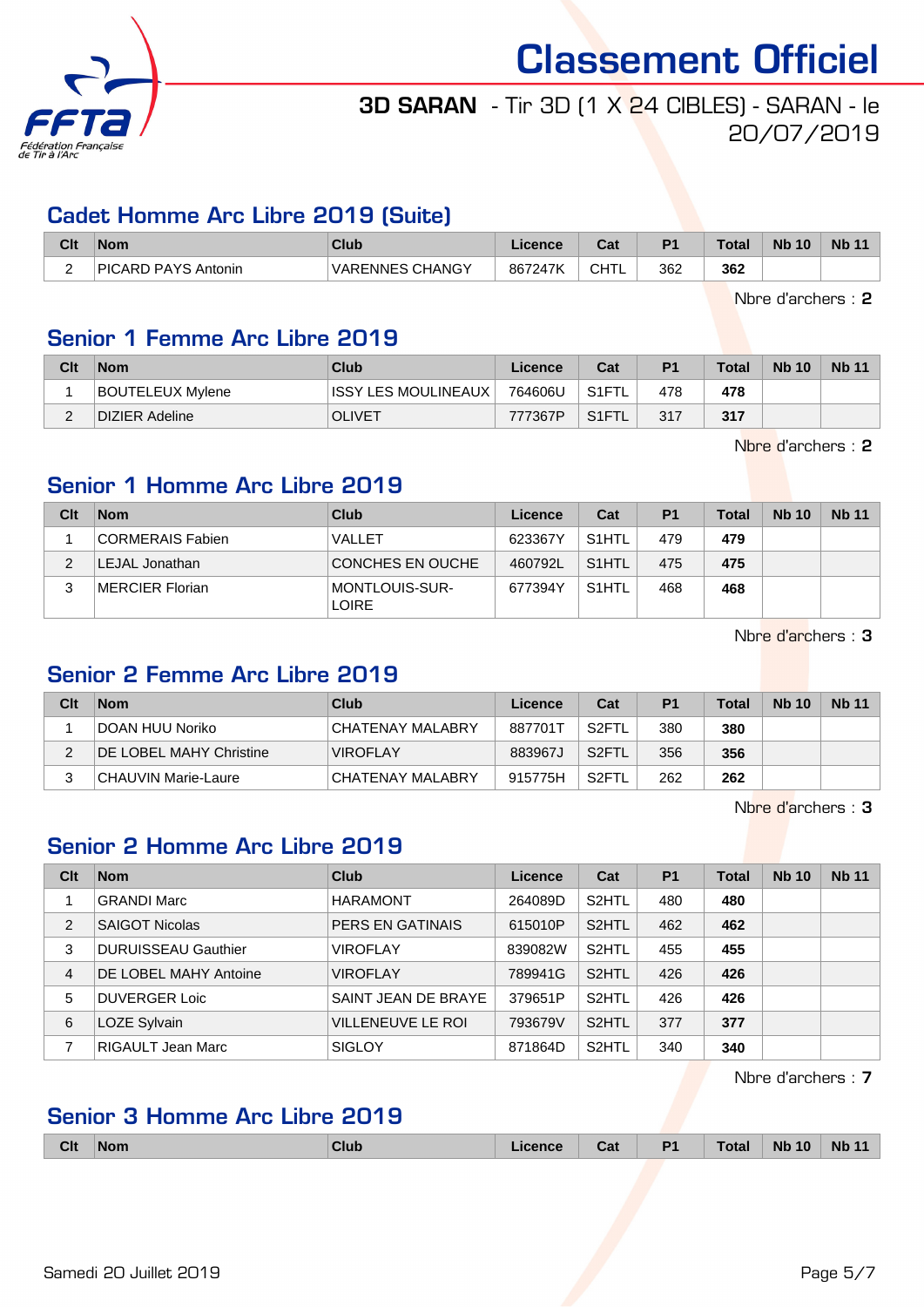# Classement Officiel

**3D SARAN** - Tir 3D (1 X 24 CIBLES) - SARAN - le 20/07/2019

## Cadet Homme Arc Libre 2019 (Suite)

| Clt | Nom | Club | Licence | Cat | P1 | Total | Nb 10 | Nb 11 |
|---|---|---|---|---|---|---|---|---|
| 2 | PICARD PAYS Antonin | VARENNES CHANGY | 867247K | CHTL | 362 | **362** | | |

Nbre d'archers : **2**

## Senior 1 Femme Arc Libre 2019

| Clt | Nom | Club | Licence | Cat | P1 | Total | Nb 10 | Nb 11 |
|---|---|---|---|---|---|---|---|---|
| 1 | BOUTELEUX Mylene | ISSY LES MOULINEAUX | 764606U | S1FTL | 478 | **478** | | |
| 2 | DIZIER Adeline | OLIVET | 777367P | S1FTL | 317 | **317** | | |

Nbre d'archers : **2**

## Senior 1 Homme Arc Libre 2019

| Clt | Nom | Club | Licence | Cat | P1 | Total | Nb 10 | Nb 11 |
|---|---|---|---|---|---|---|---|---|
| 1 | CORMERAIS Fabien | VALLET | 623367Y | S1HTL | 479 | **479** | | |
| 2 | LEJAL Jonathan | CONCHES EN OUCHE | 460792L | S1HTL | 475 | **475** | | |
| 3 | MERCIER Florian | MONTLOUIS-SUR-LOIRE | 677394Y | S1HTL | 468 | **468** | | |

Nbre d'archers : **3**

## Senior 2 Femme Arc Libre 2019

| Clt | Nom | Club | Licence | Cat | P1 | Total | Nb 10 | Nb 11 |
|---|---|---|---|---|---|---|---|---|
| 1 | DOAN HUU Noriko | CHATENAY MALABRY | 887701T | S2FTL | 380 | **380** | | |
| 2 | DE LOBEL MAHY Christine | VIROFLAY | 883967J | S2FTL | 356 | **356** | | |
| 3 | CHAUVIN Marie-Laure | CHATENAY MALABRY | 915775H | S2FTL | 262 | **262** | | |

Nbre d'archers : **3**

## Senior 2 Homme Arc Libre 2019

| Clt | Nom | Club | Licence | Cat | P1 | Total | Nb 10 | Nb 11 |
|---|---|---|---|---|---|---|---|---|
| 1 | GRANDI Marc | HARAMONT | 264089D | S2HTL | 480 | **480** | | |
| 2 | SAIGOT Nicolas | PERS EN GATINAIS | 615010P | S2HTL | 462 | **462** | | |
| 3 | DURUISSEAU Gauthier | VIROFLAY | 839082W | S2HTL | 455 | **455** | | |
| 4 | DE LOBEL MAHY Antoine | VIROFLAY | 789941G | S2HTL | 426 | **426** | | |
| 5 | DUVERGER Loic | SAINT JEAN DE BRAYE | 379651P | S2HTL | 426 | **426** | | |
| 6 | LOZE Sylvain | VILLENEUVE LE ROI | 793679V | S2HTL | 377 | **377** | | |
| 7 | RIGAULT Jean Marc | SIGLOY | 871864D | S2HTL | 340 | **340** | | |

Nbre d'archers : **7**

## Senior 3 Homme Arc Libre 2019

| Clt | Nom | Club | Licence | Cat | P1 | Total | Nb 10 | Nb 11 |
|---|---|---|---|---|---|---|---|---|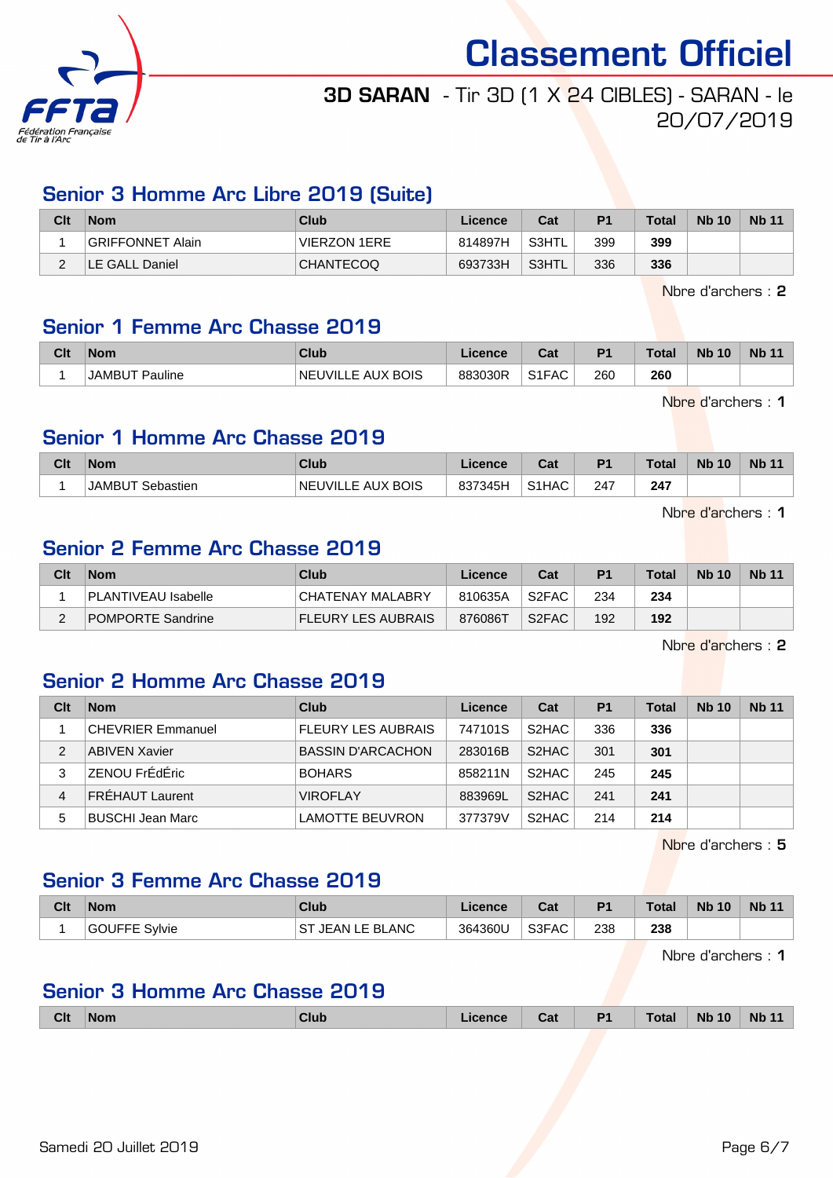# Classement Officiel

**3D SARAN** - Tir 3D (1 X 24 CIBLES) - SARAN - le 20/07/2019

## Senior 3 Homme Arc Libre 2019 (Suite)

| Clt | Nom | Club | Licence | Cat | P1 | Total | Nb 10 | Nb 11 |
|---|---|---|---|---|---|---|---|---|
| 1 | GRIFFONNET Alain | VIERZON 1ERE | 814897H | S3HTL | 399 | **399** | | |
| 2 | LE GALL Daniel | CHANTECOQ | 693733H | S3HTL | 336 | **336** | | |

Nbre d'archers : **2**

## Senior 1 Femme Arc Chasse 2019

| Clt | Nom | Club | Licence | Cat | P1 | Total | Nb 10 | Nb 11 |
|---|---|---|---|---|---|---|---|---|
| 1 | JAMBUT Pauline | NEUVILLE AUX BOIS | 883030R | S1FAC | 260 | **260** | | |

Nbre d'archers : **1**

## Senior 1 Homme Arc Chasse 2019

| Clt | Nom | Club | Licence | Cat | P1 | Total | Nb 10 | Nb 11 |
|---|---|---|---|---|---|---|---|---|
| 1 | JAMBUT Sebastien | NEUVILLE AUX BOIS | 837345H | S1HAC | 247 | **247** | | |

Nbre d'archers : **1**

## Senior 2 Femme Arc Chasse 2019

| Clt | Nom | Club | Licence | Cat | P1 | Total | Nb 10 | Nb 11 |
|---|---|---|---|---|---|---|---|---|
| 1 | PLANTIVEAU Isabelle | CHATENAY MALABRY | 810635A | S2FAC | 234 | **234** | | |
| 2 | POMPORTE Sandrine | FLEURY LES AUBRAIS | 876086T | S2FAC | 192 | **192** | | |

Nbre d'archers : **2**

## Senior 2 Homme Arc Chasse 2019

| Clt | Nom | Club | Licence | Cat | P1 | Total | Nb 10 | Nb 11 |
|---|---|---|---|---|---|---|---|---|
| 1 | CHEVRIER Emmanuel | FLEURY LES AUBRAIS | 747101S | S2HAC | 336 | **336** | | |
| 2 | ABIVEN Xavier | BASSIN D'ARCACHON | 283016B | S2HAC | 301 | **301** | | |
| 3 | ZENOU FrÉdÉric | BOHARS | 858211N | S2HAC | 245 | **245** | | |
| 4 | FRÉHAUT Laurent | VIROFLAY | 883969L | S2HAC | 241 | **241** | | |
| 5 | BUSCHI Jean Marc | LAMOTTE BEUVRON | 377379V | S2HAC | 214 | **214** | | |

Nbre d'archers : **5**

## Senior 3 Femme Arc Chasse 2019

| Clt | Nom | Club | Licence | Cat | P1 | Total | Nb 10 | Nb 11 |
|---|---|---|---|---|---|---|---|---|
| 1 | GOUFFE Sylvie | ST JEAN LE BLANC | 364360U | S3FAC | 238 | **238** | | |

Nbre d'archers : **1**

## Senior 3 Homme Arc Chasse 2019

| Clt | Nom | Club | Licence | Cat | P1 | Total | Nb 10 | Nb 11 |
|---|---|---|---|---|---|---|---|---|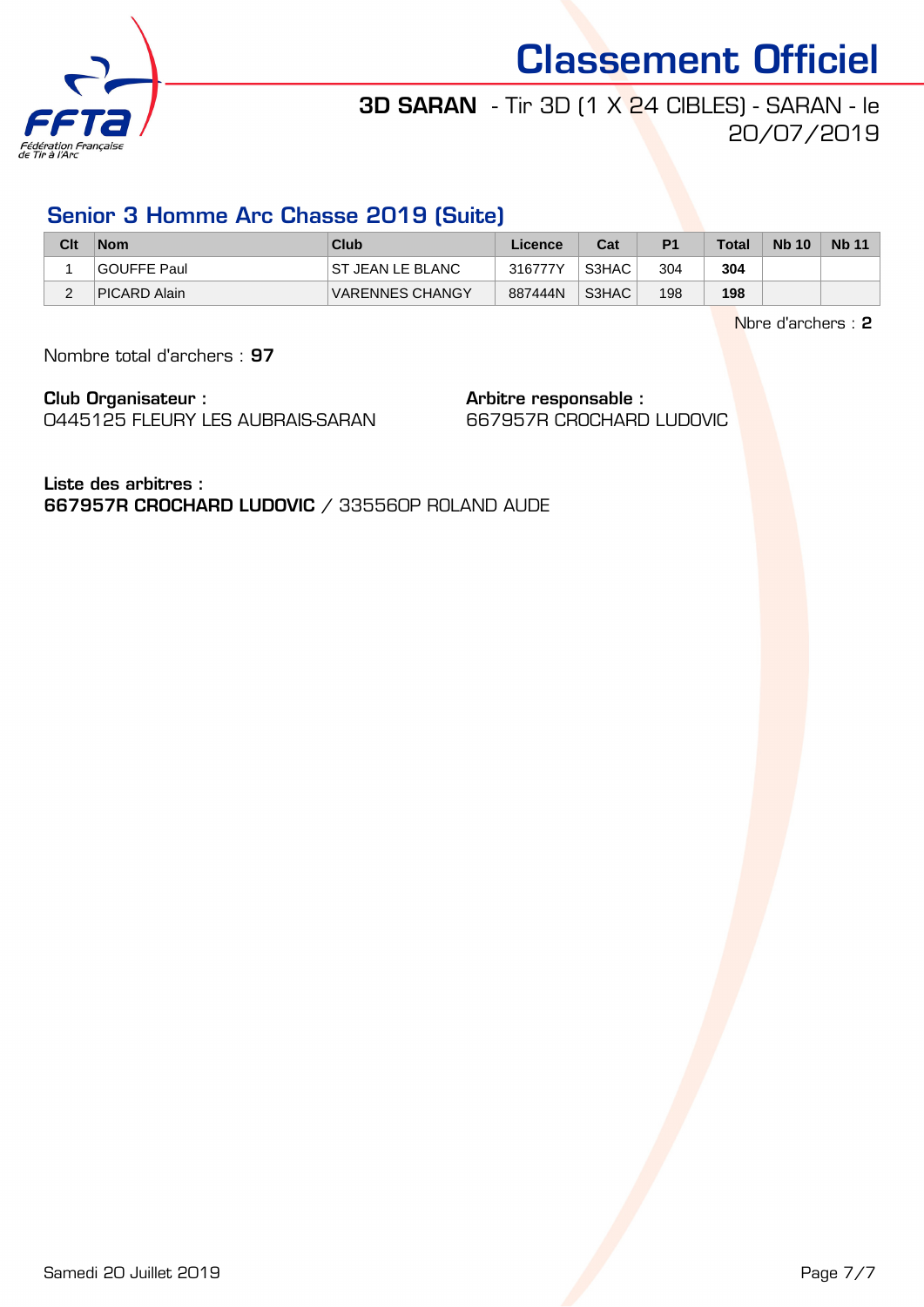# Classement Officiel

**3D SARAN** - Tir 3D (1 X 24 CIBLES) - SARAN - le 20/07/2019

## Senior 3 Homme Arc Chasse 2019 (Suite)

| Clt | Nom | Club | Licence | Cat | P1 | Total | Nb 10 | Nb 11 |
|---|---|---|---|---|---|---|---|---|
| 1 | GOUFFE Paul | ST JEAN LE BLANC | 316777Y | S3HAC | 304 | **304** | | |
| 2 | PICARD Alain | VARENNES CHANGY | 887444N | S3HAC | 198 | **198** | | |

Nbre d'archers : **2**

Nombre total d'archers : **97**

**Club Organisateur :**
0445125 FLEURY LES AUBRAIS-SARAN

**Arbitre responsable :**
667957R CROCHARD LUDOVIC

**Liste des arbitres :**
**667957R CROCHARD LUDOVIC** / 335560P ROLAND AUDE

Samedi 20 Juillet 2019